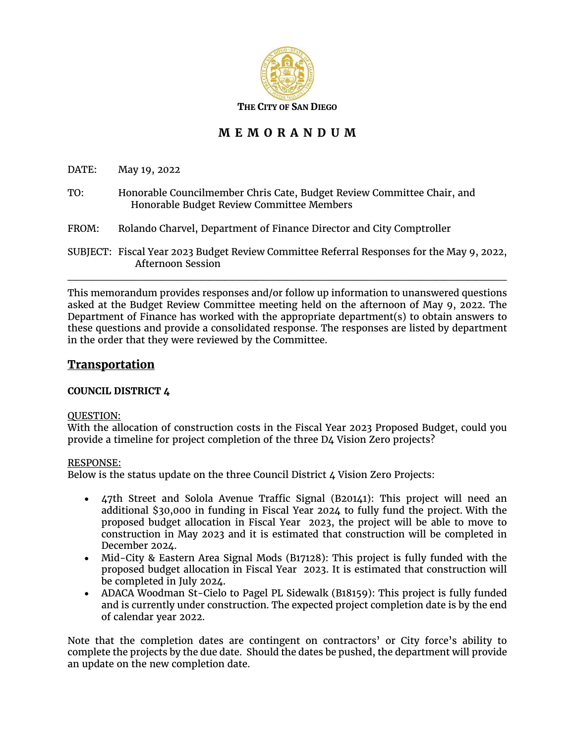THE CITY OF SAN DIEGO

# M E M O R A N D U M

DATE: May 19, 2022

TO: Honorable Councilmember Chris Cate, Budget Review Committee Chair, and Honorable Budget Review Committee Members

FROM: Rolando Charvel, Department of Finance Director and City Comptroller

SUBJECT: Fiscal Year 2023 Budget Review Committee Referral Responses for the May 9, 2022, Afternoon Session

---

This memorandum provides responses and/or follow up information to unanswered questions asked at the Budget Review Committee meeting held on the afternoon of May 9, 2022. The Department of Finance has worked with the appropriate department(s) to obtain answers to these questions and provide a consolidated response. The responses are listed by department in the order that they were reviewed by the Committee.

## Transportation

**COUNCIL DISTRICT 4**

QUESTION:
With the allocation of construction costs in the Fiscal Year 2023 Proposed Budget, could you provide a timeline for project completion of the three D4 Vision Zero projects?

RESPONSE:
Below is the status update on the three Council District 4 Vision Zero Projects:

- 47th Street and Solola Avenue Traffic Signal (B20141): This project will need an additional $30,000 in funding in Fiscal Year 2024 to fully fund the project. With the proposed budget allocation in Fiscal Year 2023, the project will be able to move to construction in May 2023 and it is estimated that construction will be completed in December 2024.
- Mid-City & Eastern Area Signal Mods (B17128): This project is fully funded with the proposed budget allocation in Fiscal Year 2023. It is estimated that construction will be completed in July 2024.
- ADACA Woodman St-Cielo to Pagel PL Sidewalk (B18159): This project is fully funded and is currently under construction. The expected project completion date is by the end of calendar year 2022.

Note that the completion dates are contingent on contractors' or City force's ability to complete the projects by the due date. Should the dates be pushed, the department will provide an update on the new completion date.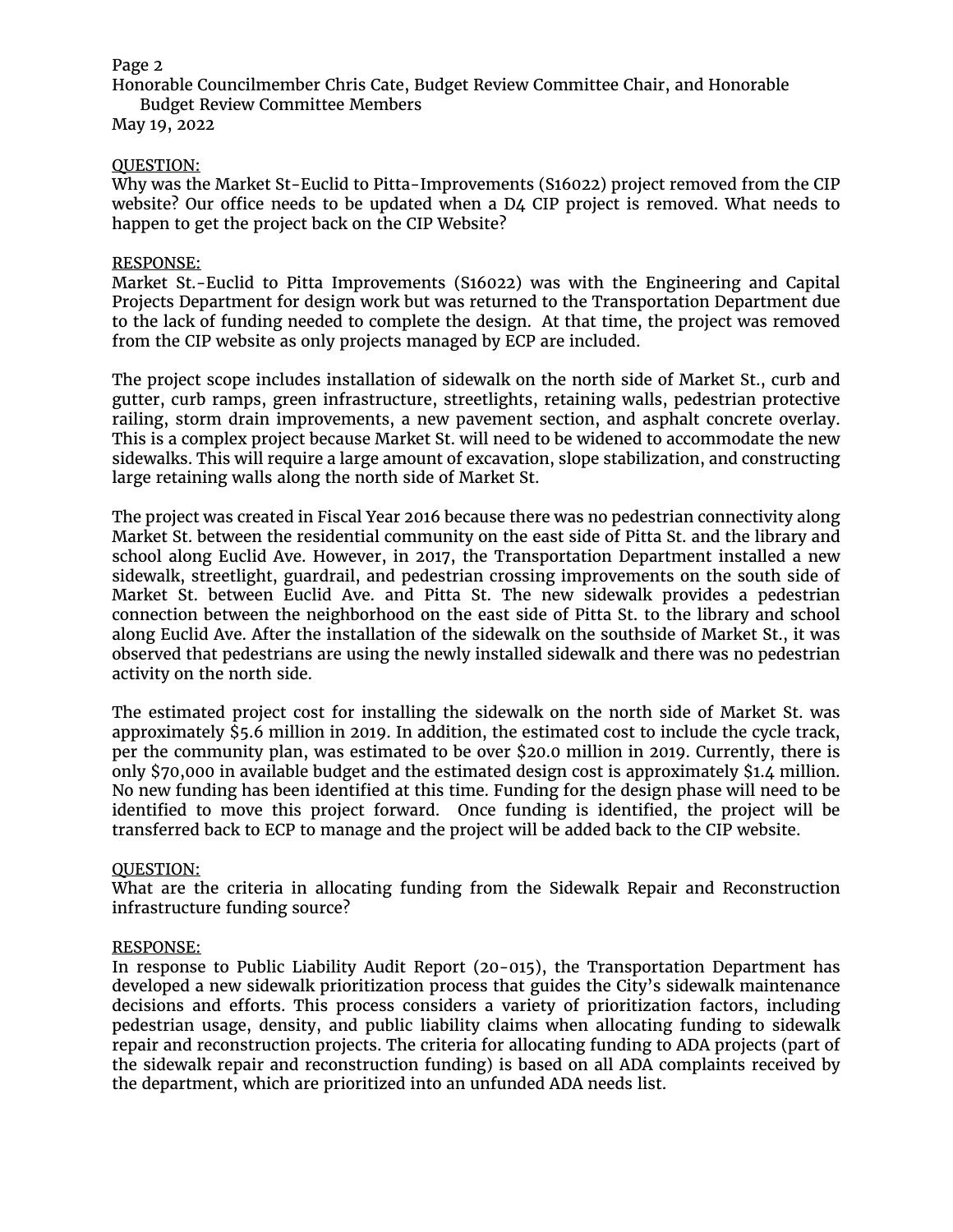QUESTION:

Why was the Market St-Euclid to Pitta-Improvements (S16022) project removed from the CIP website? Our office needs to be updated when a D4 CIP project is removed. What needs to happen to get the project back on the CIP Website?

RESPONSE:

Market St.-Euclid to Pitta Improvements (S16022) was with the Engineering and Capital Projects Department for design work but was returned to the Transportation Department due to the lack of funding needed to complete the design. At that time, the project was removed from the CIP website as only projects managed by ECP are included.

The project scope includes installation of sidewalk on the north side of Market St., curb and gutter, curb ramps, green infrastructure, streetlights, retaining walls, pedestrian protective railing, storm drain improvements, a new pavement section, and asphalt concrete overlay. This is a complex project because Market St. will need to be widened to accommodate the new sidewalks. This will require a large amount of excavation, slope stabilization, and constructing large retaining walls along the north side of Market St.

The project was created in Fiscal Year 2016 because there was no pedestrian connectivity along Market St. between the residential community on the east side of Pitta St. and the library and school along Euclid Ave. However, in 2017, the Transportation Department installed a new sidewalk, streetlight, guardrail, and pedestrian crossing improvements on the south side of Market St. between Euclid Ave. and Pitta St. The new sidewalk provides a pedestrian connection between the neighborhood on the east side of Pitta St. to the library and school along Euclid Ave. After the installation of the sidewalk on the southside of Market St., it was observed that pedestrians are using the newly installed sidewalk and there was no pedestrian activity on the north side.

The estimated project cost for installing the sidewalk on the north side of Market St. was approximately $5.6 million in 2019. In addition, the estimated cost to include the cycle track, per the community plan, was estimated to be over $20.0 million in 2019. Currently, there is only $70,000 in available budget and the estimated design cost is approximately $1.4 million. No new funding has been identified at this time. Funding for the design phase will need to be identified to move this project forward. Once funding is identified, the project will be transferred back to ECP to manage and the project will be added back to the CIP website.

QUESTION:

What are the criteria in allocating funding from the Sidewalk Repair and Reconstruction infrastructure funding source?

RESPONSE:

In response to Public Liability Audit Report (20-015), the Transportation Department has developed a new sidewalk prioritization process that guides the City's sidewalk maintenance decisions and efforts. This process considers a variety of prioritization factors, including pedestrian usage, density, and public liability claims when allocating funding to sidewalk repair and reconstruction projects. The criteria for allocating funding to ADA projects (part of the sidewalk repair and reconstruction funding) is based on all ADA complaints received by the department, which are prioritized into an unfunded ADA needs list.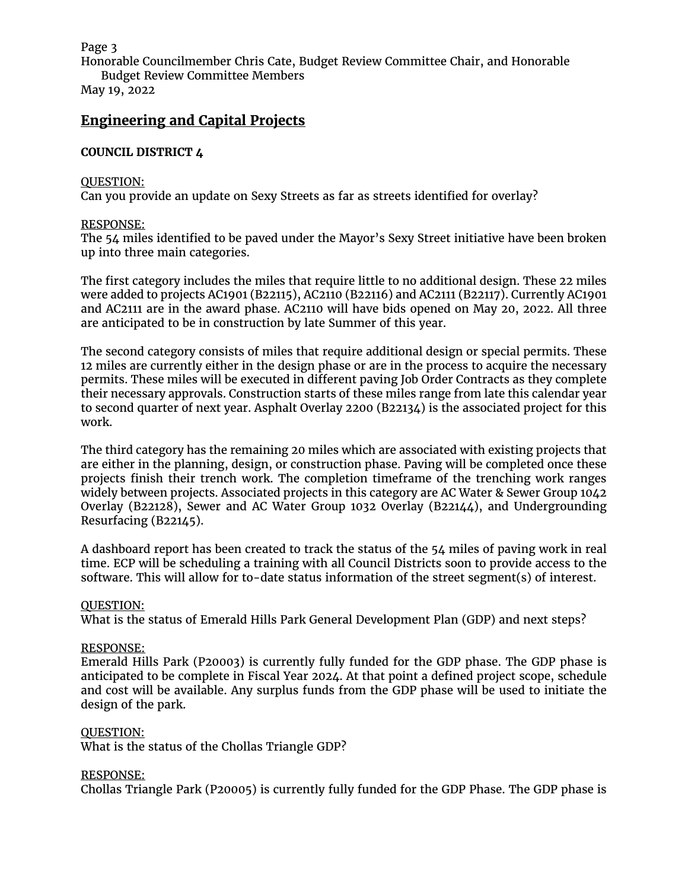## Engineering and Capital Projects

**COUNCIL DISTRICT 4**

QUESTION:
Can you provide an update on Sexy Streets as far as streets identified for overlay?

RESPONSE:
The 54 miles identified to be paved under the Mayor's Sexy Street initiative have been broken up into three main categories.

The first category includes the miles that require little to no additional design. These 22 miles were added to projects AC1901 (B22115), AC2110 (B22116) and AC2111 (B22117). Currently AC1901 and AC2111 are in the award phase. AC2110 will have bids opened on May 20, 2022. All three are anticipated to be in construction by late Summer of this year.

The second category consists of miles that require additional design or special permits. These 12 miles are currently either in the design phase or are in the process to acquire the necessary permits. These miles will be executed in different paving Job Order Contracts as they complete their necessary approvals. Construction starts of these miles range from late this calendar year to second quarter of next year. Asphalt Overlay 2200 (B22134) is the associated project for this work.

The third category has the remaining 20 miles which are associated with existing projects that are either in the planning, design, or construction phase. Paving will be completed once these projects finish their trench work. The completion timeframe of the trenching work ranges widely between projects. Associated projects in this category are AC Water & Sewer Group 1042 Overlay (B22128), Sewer and AC Water Group 1032 Overlay (B22144), and Undergrounding Resurfacing (B22145).

A dashboard report has been created to track the status of the 54 miles of paving work in real time. ECP will be scheduling a training with all Council Districts soon to provide access to the software. This will allow for to-date status information of the street segment(s) of interest.

QUESTION:
What is the status of Emerald Hills Park General Development Plan (GDP) and next steps?

RESPONSE:
Emerald Hills Park (P20003) is currently fully funded for the GDP phase. The GDP phase is anticipated to be complete in Fiscal Year 2024. At that point a defined project scope, schedule and cost will be available. Any surplus funds from the GDP phase will be used to initiate the design of the park.

QUESTION:
What is the status of the Chollas Triangle GDP?

RESPONSE:
Chollas Triangle Park (P20005) is currently fully funded for the GDP Phase. The GDP phase is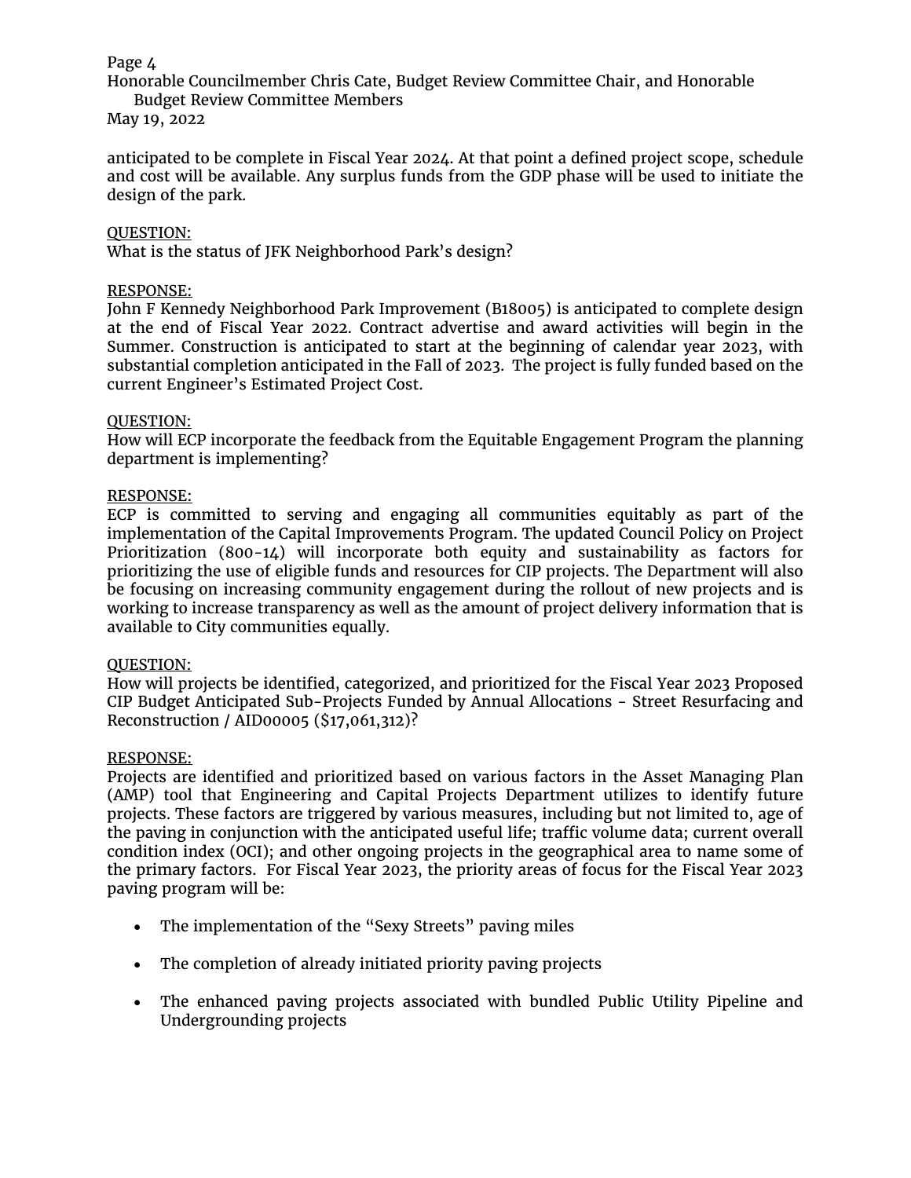anticipated to be complete in Fiscal Year 2024. At that point a defined project scope, schedule and cost will be available. Any surplus funds from the GDP phase will be used to initiate the design of the park.

QUESTION:
What is the status of JFK Neighborhood Park's design?

RESPONSE:
John F Kennedy Neighborhood Park Improvement (B18005) is anticipated to complete design at the end of Fiscal Year 2022. Contract advertise and award activities will begin in the Summer. Construction is anticipated to start at the beginning of calendar year 2023, with substantial completion anticipated in the Fall of 2023. The project is fully funded based on the current Engineer's Estimated Project Cost.

QUESTION:
How will ECP incorporate the feedback from the Equitable Engagement Program the planning department is implementing?

RESPONSE:
ECP is committed to serving and engaging all communities equitably as part of the implementation of the Capital Improvements Program. The updated Council Policy on Project Prioritization (800-14) will incorporate both equity and sustainability as factors for prioritizing the use of eligible funds and resources for CIP projects. The Department will also be focusing on increasing community engagement during the rollout of new projects and is working to increase transparency as well as the amount of project delivery information that is available to City communities equally.

QUESTION:
How will projects be identified, categorized, and prioritized for the Fiscal Year 2023 Proposed CIP Budget Anticipated Sub-Projects Funded by Annual Allocations - Street Resurfacing and Reconstruction / AID00005 ($17,061,312)?

RESPONSE:
Projects are identified and prioritized based on various factors in the Asset Managing Plan (AMP) tool that Engineering and Capital Projects Department utilizes to identify future projects. These factors are triggered by various measures, including but not limited to, age of the paving in conjunction with the anticipated useful life; traffic volume data; current overall condition index (OCI); and other ongoing projects in the geographical area to name some of the primary factors. For Fiscal Year 2023, the priority areas of focus for the Fiscal Year 2023 paving program will be:

- The implementation of the "Sexy Streets" paving miles
- The completion of already initiated priority paving projects
- The enhanced paving projects associated with bundled Public Utility Pipeline and Undergrounding projects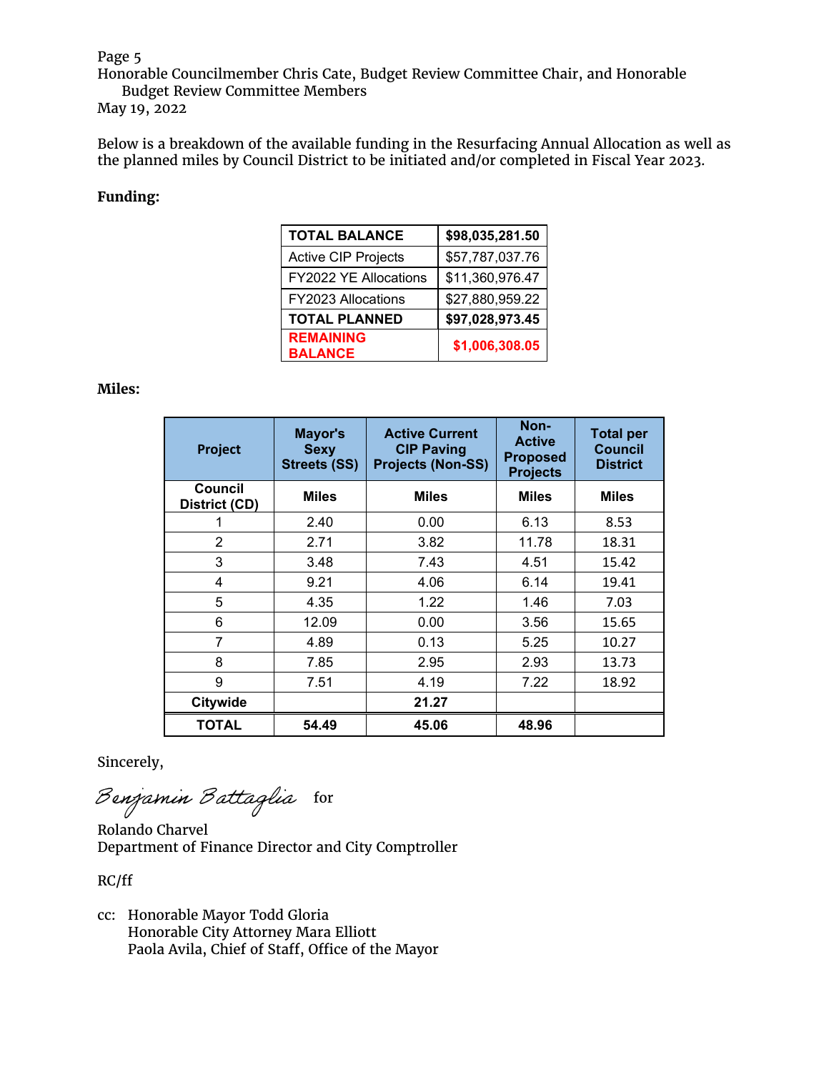Page 5
Honorable Councilmember Chris Cate, Budget Review Committee Chair, and Honorable Budget Review Committee Members
May 19, 2022

Below is a breakdown of the available funding in the Resurfacing Annual Allocation as well as the planned miles by Council District to be initiated and/or completed in Fiscal Year 2023.

**Funding:**

| **TOTAL BALANCE** | **$98,035,281.50** |
|---|---|
| Active CIP Projects | $57,787,037.76 |
| FY2022 YE Allocations | $11,360,976.47 |
| FY2023 Allocations | $27,880,959.22 |
| **TOTAL PLANNED** | **$97,028,973.45** |
| **REMAINING BALANCE** | **$1,006,308.05** |

**Miles:**

| Project | Mayor's Sexy Streets (SS) | Active Current CIP Paving Projects (Non-SS) | Non-Active Proposed Projects | Total per Council District |
|---|---|---|---|---|
| **Council District (CD)** | **Miles** | **Miles** | **Miles** | **Miles** |
| 1 | 2.40 | 0.00 | 6.13 | 8.53 |
| 2 | 2.71 | 3.82 | 11.78 | 18.31 |
| 3 | 3.48 | 7.43 | 4.51 | 15.42 |
| 4 | 9.21 | 4.06 | 6.14 | 19.41 |
| 5 | 4.35 | 1.22 | 1.46 | 7.03 |
| 6 | 12.09 | 0.00 | 3.56 | 15.65 |
| 7 | 4.89 | 0.13 | 5.25 | 10.27 |
| 8 | 7.85 | 2.95 | 2.93 | 13.73 |
| 9 | 7.51 | 4.19 | 7.22 | 18.92 |
| **Citywide** | | **21.27** | | |
| **TOTAL** | **54.49** | **45.06** | **48.96** | |

Sincerely,

Benjamin Battaglia for

Rolando Charvel
Department of Finance Director and City Comptroller

RC/ff

cc: Honorable Mayor Todd Gloria
Honorable City Attorney Mara Elliott
Paola Avila, Chief of Staff, Office of the Mayor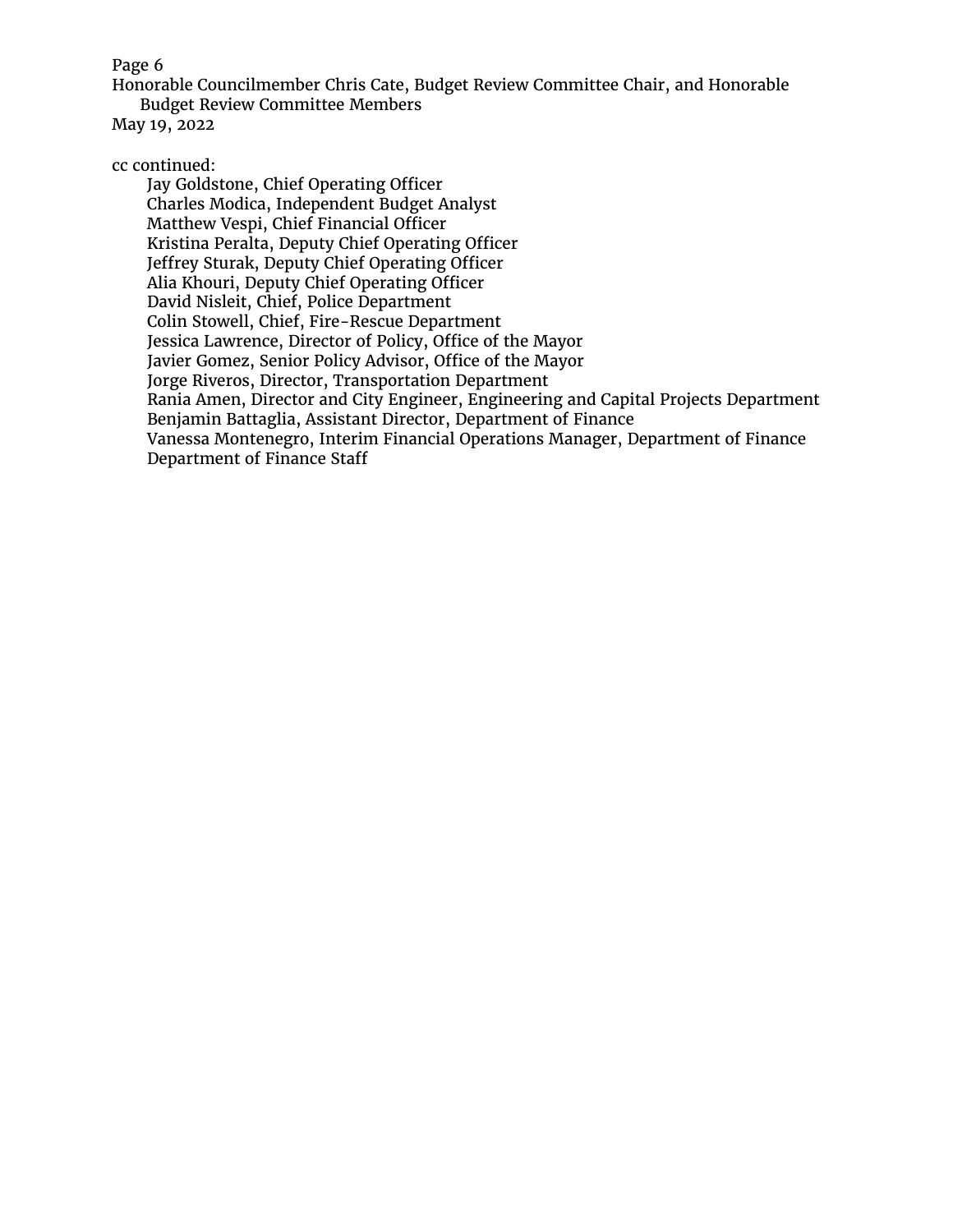cc continued:

Jay Goldstone, Chief Operating Officer
Charles Modica, Independent Budget Analyst
Matthew Vespi, Chief Financial Officer
Kristina Peralta, Deputy Chief Operating Officer
Jeffrey Sturak, Deputy Chief Operating Officer
Alia Khouri, Deputy Chief Operating Officer
David Nisleit, Chief, Police Department
Colin Stowell, Chief, Fire-Rescue Department
Jessica Lawrence, Director of Policy, Office of the Mayor
Javier Gomez, Senior Policy Advisor, Office of the Mayor
Jorge Riveros, Director, Transportation Department
Rania Amen, Director and City Engineer, Engineering and Capital Projects Department
Benjamin Battaglia, Assistant Director, Department of Finance
Vanessa Montenegro, Interim Financial Operations Manager, Department of Finance
Department of Finance Staff